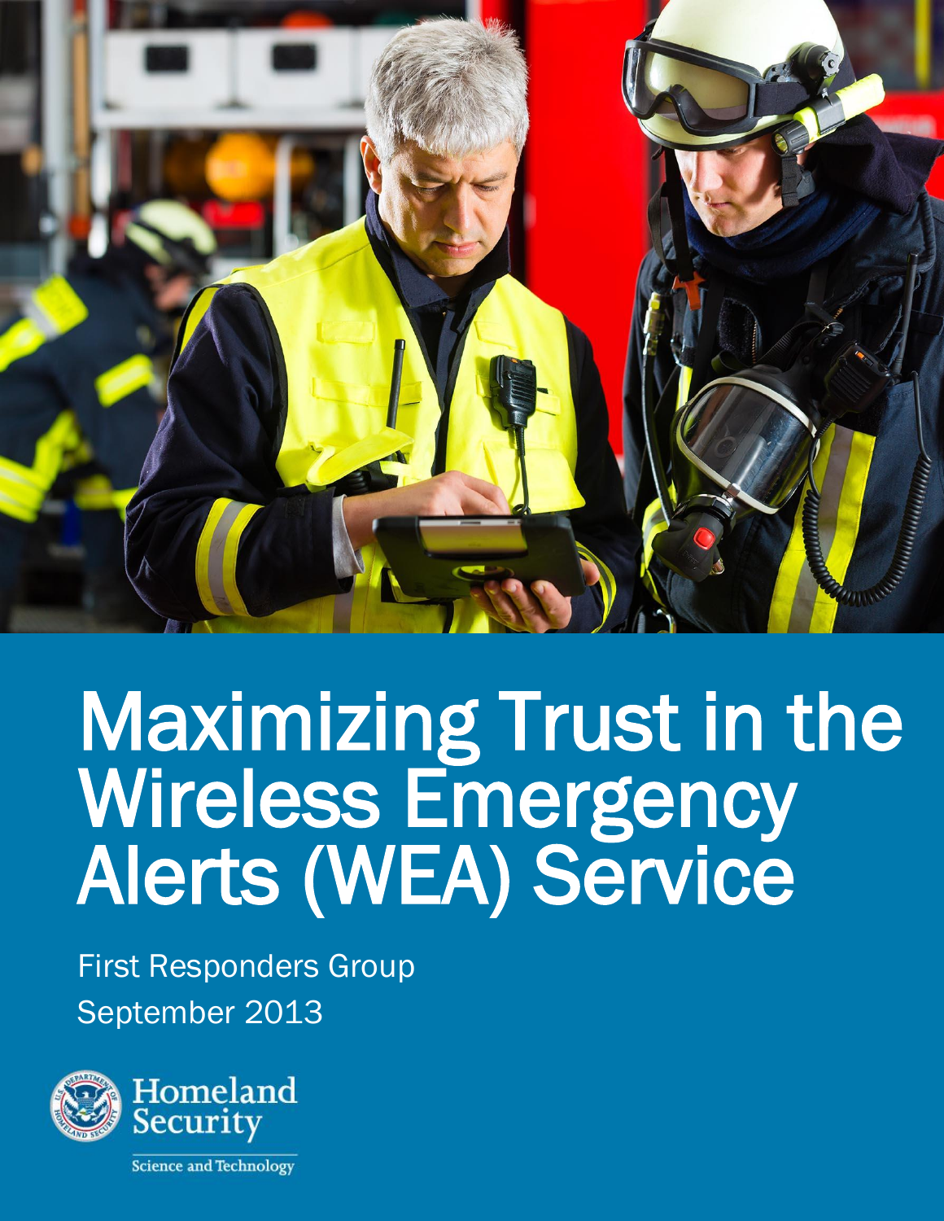# Maximizing Trust in the Wireless Emergency Alerts (WEA) Service

First Responders Group

September 2013

Homeland Security

Science and Technology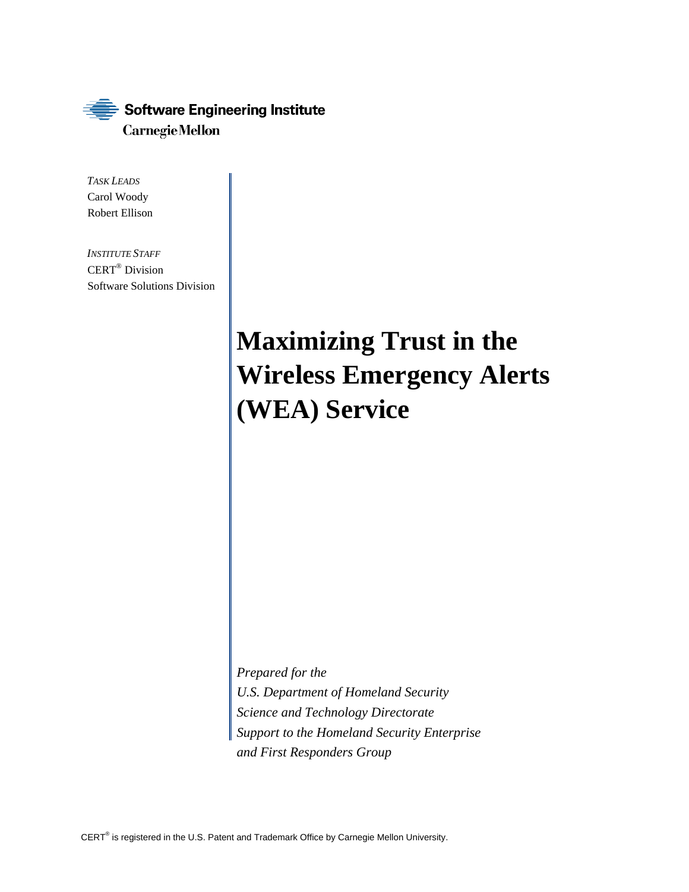Software Engineering Institute
Carnegie Mellon

*TASK LEADS*
Carol Woody
Robert Ellison

*INSTITUTE STAFF*
CERT® Division
Software Solutions Division

# Maximizing Trust in the Wireless Emergency Alerts (WEA) Service

*Prepared for the*
*U.S. Department of Homeland Security*
*Science and Technology Directorate*
*Support to the Homeland Security Enterprise*
*and First Responders Group*

CERT® is registered in the U.S. Patent and Trademark Office by Carnegie Mellon University.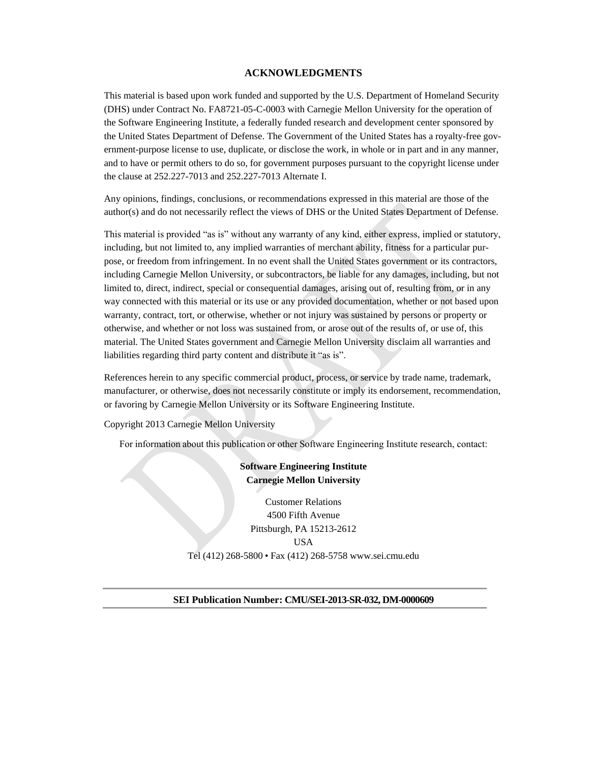## ACKNOWLEDGMENTS

This material is based upon work funded and supported by the U.S. Department of Homeland Security (DHS) under Contract No. FA8721-05-C-0003 with Carnegie Mellon University for the operation of the Software Engineering Institute, a federally funded research and development center sponsored by the United States Department of Defense. The Government of the United States has a royalty-free government-purpose license to use, duplicate, or disclose the work, in whole or in part and in any manner, and to have or permit others to do so, for government purposes pursuant to the copyright license under the clause at 252.227-7013 and 252.227-7013 Alternate I.

Any opinions, findings, conclusions, or recommendations expressed in this material are those of the author(s) and do not necessarily reflect the views of DHS or the United States Department of Defense.

This material is provided "as is" without any warranty of any kind, either express, implied or statutory, including, but not limited to, any implied warranties of merchant ability, fitness for a particular purpose, or freedom from infringement. In no event shall the United States government or its contractors, including Carnegie Mellon University, or subcontractors, be liable for any damages, including, but not limited to, direct, indirect, special or consequential damages, arising out of, resulting from, or in any way connected with this material or its use or any provided documentation, whether or not based upon warranty, contract, tort, or otherwise, whether or not injury was sustained by persons or property or otherwise, and whether or not loss was sustained from, or arose out of the results of, or use of, this material. The United States government and Carnegie Mellon University disclaim all warranties and liabilities regarding third party content and distribute it "as is".

References herein to any specific commercial product, process, or service by trade name, trademark, manufacturer, or otherwise, does not necessarily constitute or imply its endorsement, recommendation, or favoring by Carnegie Mellon University or its Software Engineering Institute.

Copyright 2013 Carnegie Mellon University

For information about this publication or other Software Engineering Institute research, contact:

**Software Engineering Institute**
**Carnegie Mellon University**

Customer Relations
4500 Fifth Avenue
Pittsburgh, PA 15213-2612
USA
Tel (412) 268-5800 • Fax (412) 268-5758 www.sei.cmu.edu

**SEI Publication Number: CMU/SEI-2013-SR-032, DM-0000609**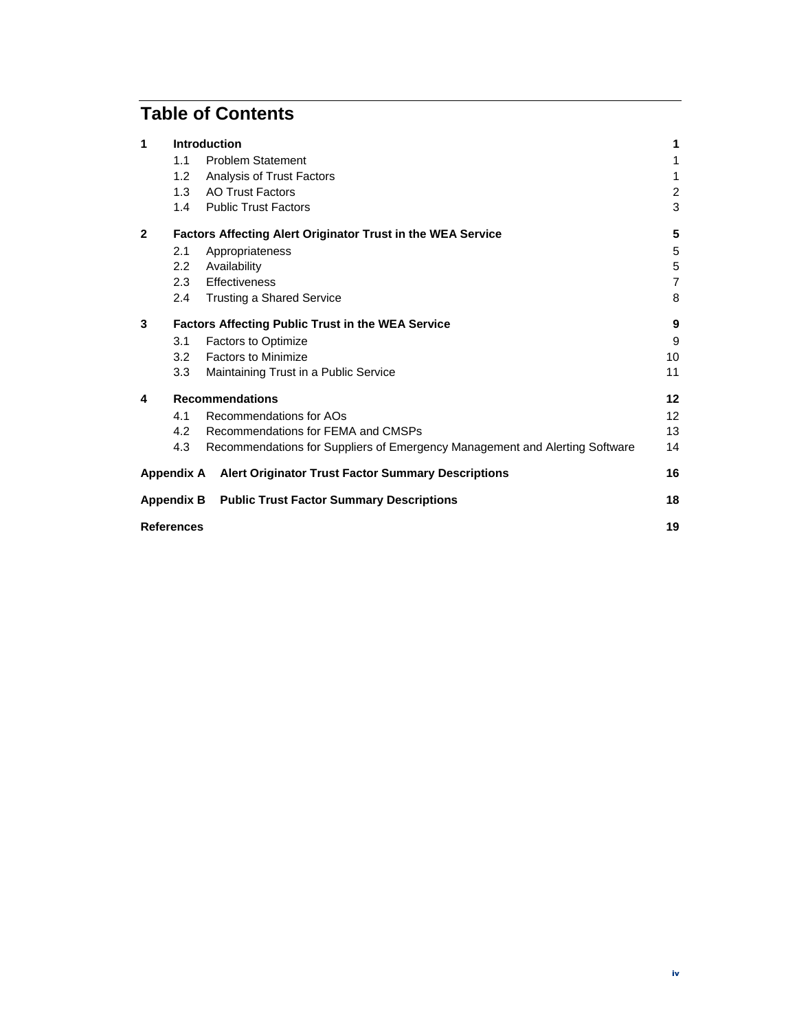# Table of Contents

| | | |
|---|---|---|
| **1** | **Introduction** | **1** |
| 1.1 | Problem Statement | 1 |
| 1.2 | Analysis of Trust Factors | 1 |
| 1.3 | AO Trust Factors | 2 |
| 1.4 | Public Trust Factors | 3 |
| **2** | **Factors Affecting Alert Originator Trust in the WEA Service** | **5** |
| 2.1 | Appropriateness | 5 |
| 2.2 | Availability | 5 |
| 2.3 | Effectiveness | 7 |
| 2.4 | Trusting a Shared Service | 8 |
| **3** | **Factors Affecting Public Trust in the WEA Service** | **9** |
| 3.1 | Factors to Optimize | 9 |
| 3.2 | Factors to Minimize | 10 |
| 3.3 | Maintaining Trust in a Public Service | 11 |
| **4** | **Recommendations** | **12** |
| 4.1 | Recommendations for AOs | 12 |
| 4.2 | Recommendations for FEMA and CMSPs | 13 |
| 4.3 | Recommendations for Suppliers of Emergency Management and Alerting Software | 14 |
| **Appendix A** | **Alert Originator Trust Factor Summary Descriptions** | **16** |
| **Appendix B** | **Public Trust Factor Summary Descriptions** | **18** |
| **References** | | **19** |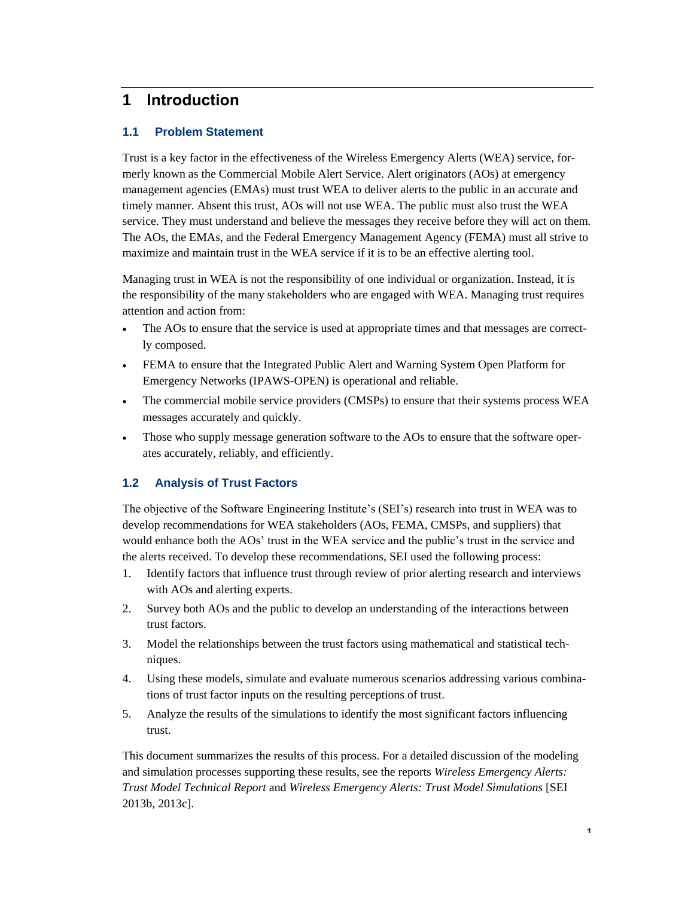# 1 Introduction

## 1.1 Problem Statement

Trust is a key factor in the effectiveness of the Wireless Emergency Alerts (WEA) service, formerly known as the Commercial Mobile Alert Service. Alert originators (AOs) at emergency management agencies (EMAs) must trust WEA to deliver alerts to the public in an accurate and timely manner. Absent this trust, AOs will not use WEA. The public must also trust the WEA service. They must understand and believe the messages they receive before they will act on them. The AOs, the EMAs, and the Federal Emergency Management Agency (FEMA) must all strive to maximize and maintain trust in the WEA service if it is to be an effective alerting tool.

Managing trust in WEA is not the responsibility of one individual or organization. Instead, it is the responsibility of the many stakeholders who are engaged with WEA. Managing trust requires attention and action from:

- The AOs to ensure that the service is used at appropriate times and that messages are correctly composed.
- FEMA to ensure that the Integrated Public Alert and Warning System Open Platform for Emergency Networks (IPAWS-OPEN) is operational and reliable.
- The commercial mobile service providers (CMSPs) to ensure that their systems process WEA messages accurately and quickly.
- Those who supply message generation software to the AOs to ensure that the software operates accurately, reliably, and efficiently.

## 1.2 Analysis of Trust Factors

The objective of the Software Engineering Institute's (SEI's) research into trust in WEA was to develop recommendations for WEA stakeholders (AOs, FEMA, CMSPs, and suppliers) that would enhance both the AOs' trust in the WEA service and the public's trust in the service and the alerts received. To develop these recommendations, SEI used the following process:

1. Identify factors that influence trust through review of prior alerting research and interviews with AOs and alerting experts.
2. Survey both AOs and the public to develop an understanding of the interactions between trust factors.
3. Model the relationships between the trust factors using mathematical and statistical techniques.
4. Using these models, simulate and evaluate numerous scenarios addressing various combinations of trust factor inputs on the resulting perceptions of trust.
5. Analyze the results of the simulations to identify the most significant factors influencing trust.

This document summarizes the results of this process. For a detailed discussion of the modeling and simulation processes supporting these results, see the reports *Wireless Emergency Alerts: Trust Model Technical Report* and *Wireless Emergency Alerts: Trust Model Simulations* [SEI 2013b, 2013c].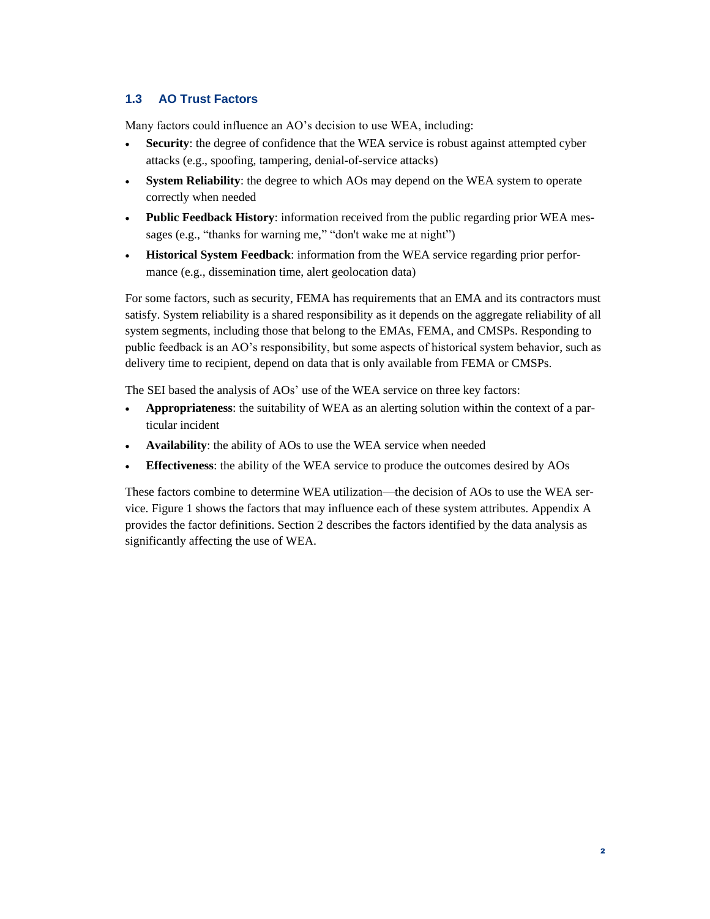## 1.3 AO Trust Factors

Many factors could influence an AO's decision to use WEA, including:

- **Security**: the degree of confidence that the WEA service is robust against attempted cyber attacks (e.g., spoofing, tampering, denial-of-service attacks)
- **System Reliability**: the degree to which AOs may depend on the WEA system to operate correctly when needed
- **Public Feedback History**: information received from the public regarding prior WEA messages (e.g., "thanks for warning me," "don't wake me at night")
- **Historical System Feedback**: information from the WEA service regarding prior performance (e.g., dissemination time, alert geolocation data)

For some factors, such as security, FEMA has requirements that an EMA and its contractors must satisfy. System reliability is a shared responsibility as it depends on the aggregate reliability of all system segments, including those that belong to the EMAs, FEMA, and CMSPs. Responding to public feedback is an AO's responsibility, but some aspects of historical system behavior, such as delivery time to recipient, depend on data that is only available from FEMA or CMSPs.

The SEI based the analysis of AOs' use of the WEA service on three key factors:

- **Appropriateness**: the suitability of WEA as an alerting solution within the context of a particular incident
- **Availability**: the ability of AOs to use the WEA service when needed
- **Effectiveness**: the ability of the WEA service to produce the outcomes desired by AOs

These factors combine to determine WEA utilization—the decision of AOs to use the WEA service. Figure 1 shows the factors that may influence each of these system attributes. Appendix A provides the factor definitions. Section 2 describes the factors identified by the data analysis as significantly affecting the use of WEA.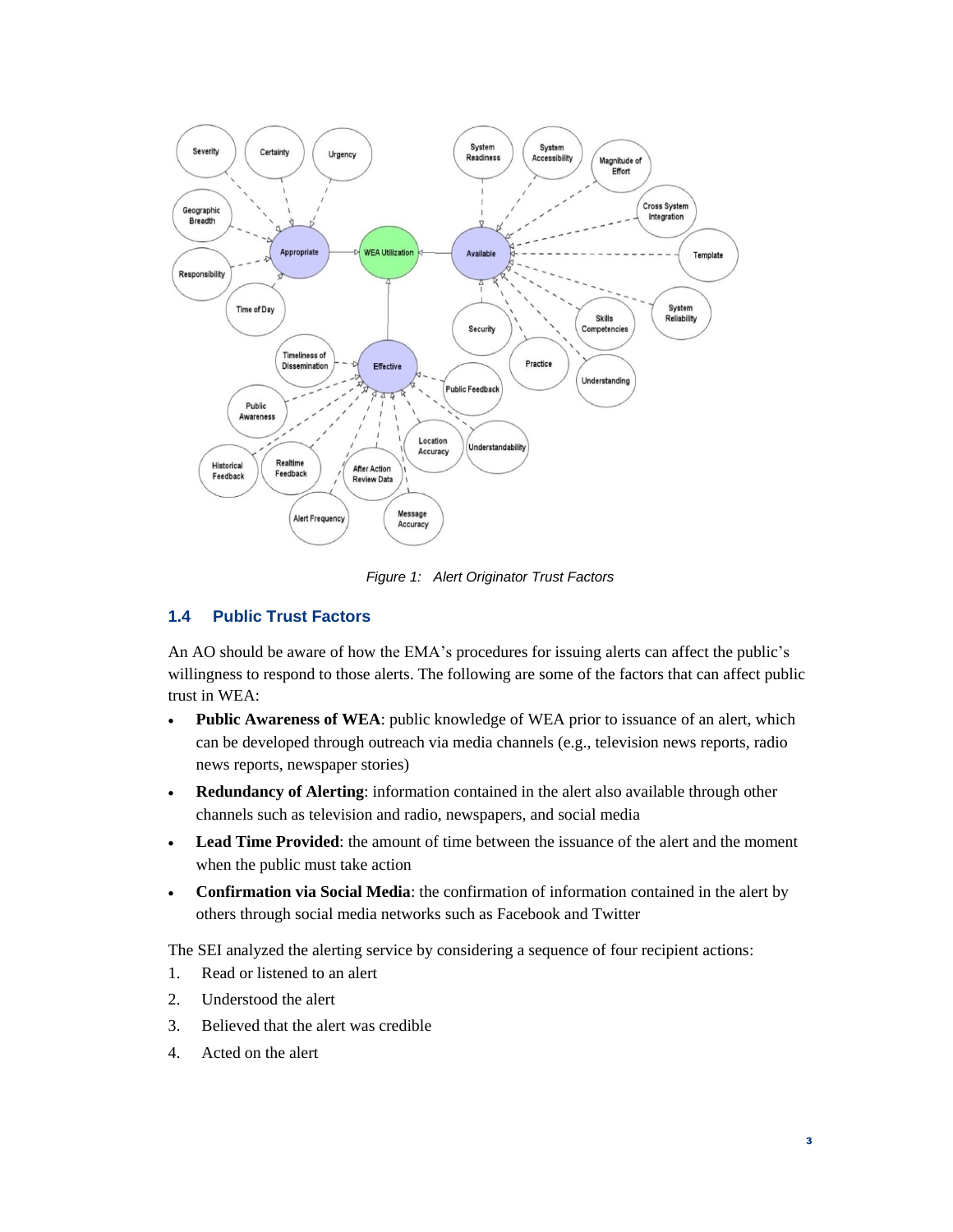Figure 1: Alert Originator Trust Factors

### 1.4 Public Trust Factors

An AO should be aware of how the EMA's procedures for issuing alerts can affect the public's willingness to respond to those alerts. The following are some of the factors that can affect public trust in WEA:

- **Public Awareness of WEA**: public knowledge of WEA prior to issuance of an alert, which can be developed through outreach via media channels (e.g., television news reports, radio news reports, newspaper stories)
- **Redundancy of Alerting**: information contained in the alert also available through other channels such as television and radio, newspapers, and social media
- **Lead Time Provided**: the amount of time between the issuance of the alert and the moment when the public must take action
- **Confirmation via Social Media**: the confirmation of information contained in the alert by others through social media networks such as Facebook and Twitter

The SEI analyzed the alerting service by considering a sequence of four recipient actions:

1. Read or listened to an alert
2. Understood the alert
3. Believed that the alert was credible
4. Acted on the alert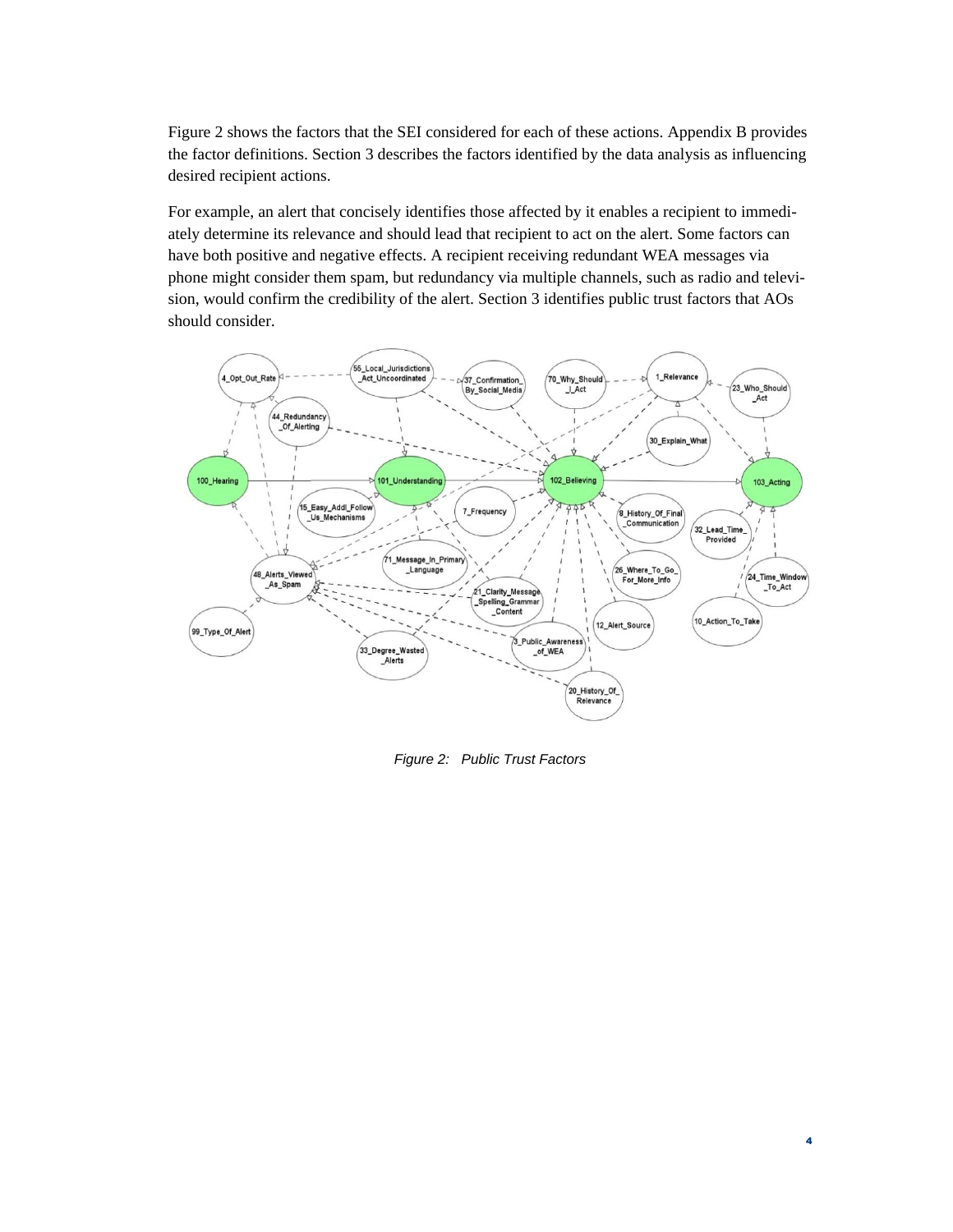Figure 2 shows the factors that the SEI considered for each of these actions. Appendix B provides the factor definitions. Section 3 describes the factors identified by the data analysis as influencing desired recipient actions.

For example, an alert that concisely identifies those affected by it enables a recipient to immediately determine its relevance and should lead that recipient to act on the alert. Some factors can have both positive and negative effects. A recipient receiving redundant WEA messages via phone might consider them spam, but redundancy via multiple channels, such as radio and television, would confirm the credibility of the alert. Section 3 identifies public trust factors that AOs should consider.

*Figure 2: Public Trust Factors*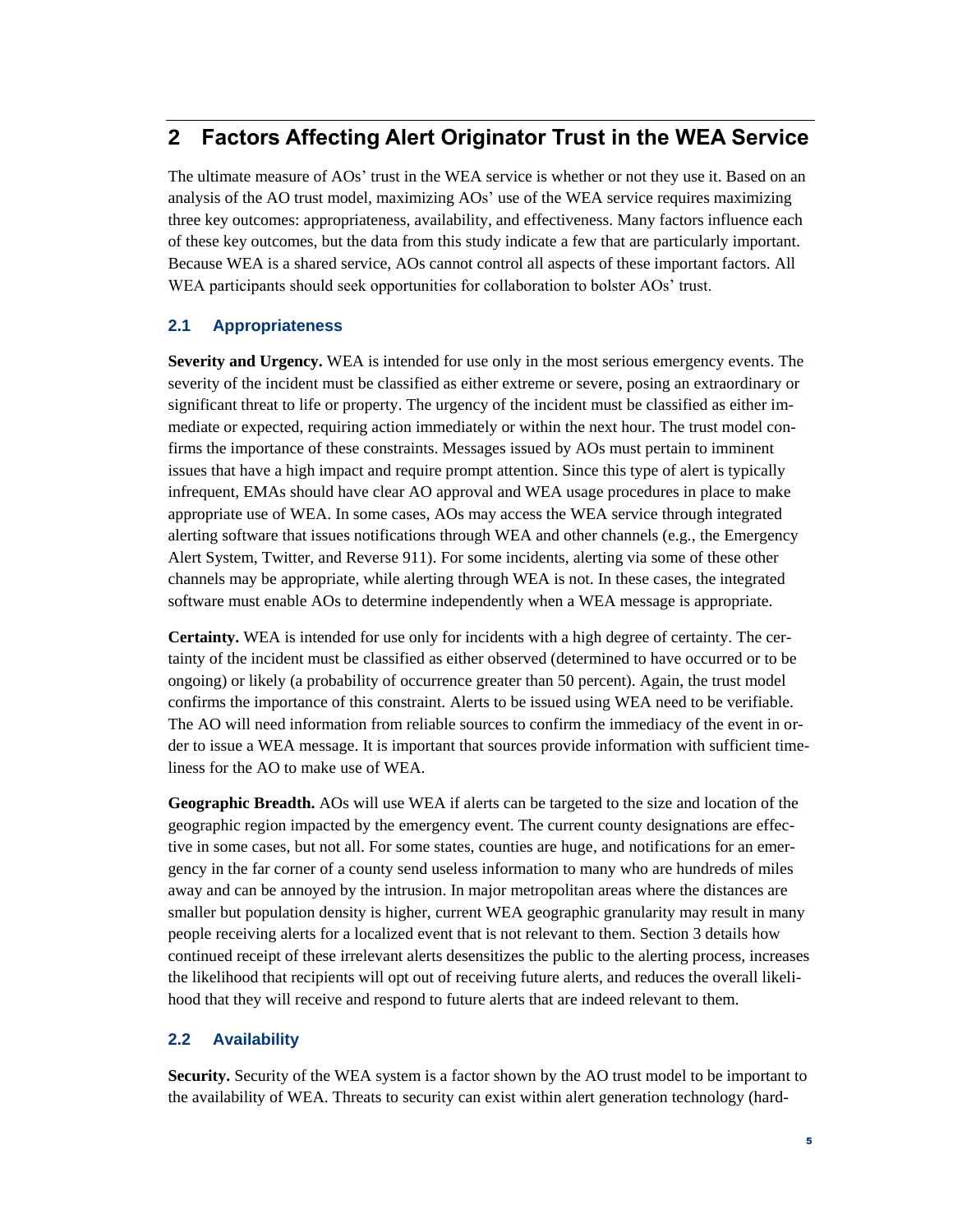## 2 Factors Affecting Alert Originator Trust in the WEA Service

The ultimate measure of AOs' trust in the WEA service is whether or not they use it. Based on an analysis of the AO trust model, maximizing AOs' use of the WEA service requires maximizing three key outcomes: appropriateness, availability, and effectiveness. Many factors influence each of these key outcomes, but the data from this study indicate a few that are particularly important. Because WEA is a shared service, AOs cannot control all aspects of these important factors. All WEA participants should seek opportunities for collaboration to bolster AOs' trust.

### 2.1 Appropriateness

**Severity and Urgency.** WEA is intended for use only in the most serious emergency events. The severity of the incident must be classified as either extreme or severe, posing an extraordinary or significant threat to life or property. The urgency of the incident must be classified as either immediate or expected, requiring action immediately or within the next hour. The trust model confirms the importance of these constraints. Messages issued by AOs must pertain to imminent issues that have a high impact and require prompt attention. Since this type of alert is typically infrequent, EMAs should have clear AO approval and WEA usage procedures in place to make appropriate use of WEA. In some cases, AOs may access the WEA service through integrated alerting software that issues notifications through WEA and other channels (e.g., the Emergency Alert System, Twitter, and Reverse 911). For some incidents, alerting via some of these other channels may be appropriate, while alerting through WEA is not. In these cases, the integrated software must enable AOs to determine independently when a WEA message is appropriate.

**Certainty.** WEA is intended for use only for incidents with a high degree of certainty. The certainty of the incident must be classified as either observed (determined to have occurred or to be ongoing) or likely (a probability of occurrence greater than 50 percent). Again, the trust model confirms the importance of this constraint. Alerts to be issued using WEA need to be verifiable. The AO will need information from reliable sources to confirm the immediacy of the event in order to issue a WEA message. It is important that sources provide information with sufficient timeliness for the AO to make use of WEA.

**Geographic Breadth.** AOs will use WEA if alerts can be targeted to the size and location of the geographic region impacted by the emergency event. The current county designations are effective in some cases, but not all. For some states, counties are huge, and notifications for an emergency in the far corner of a county send useless information to many who are hundreds of miles away and can be annoyed by the intrusion. In major metropolitan areas where the distances are smaller but population density is higher, current WEA geographic granularity may result in many people receiving alerts for a localized event that is not relevant to them. Section 3 details how continued receipt of these irrelevant alerts desensitizes the public to the alerting process, increases the likelihood that recipients will opt out of receiving future alerts, and reduces the overall likelihood that they will receive and respond to future alerts that are indeed relevant to them.

### 2.2 Availability

**Security.** Security of the WEA system is a factor shown by the AO trust model to be important to the availability of WEA. Threats to security can exist within alert generation technology (hard-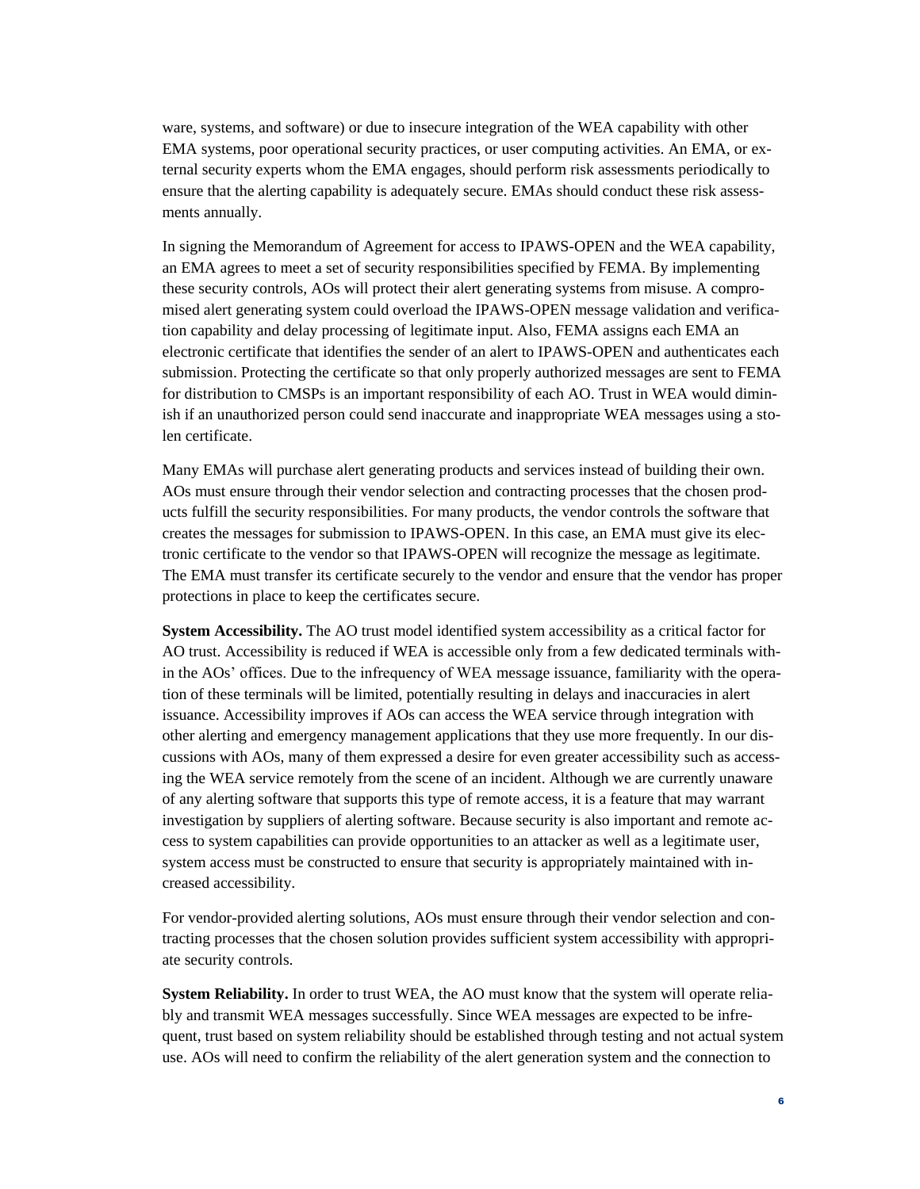ware, systems, and software) or due to insecure integration of the WEA capability with other EMA systems, poor operational security practices, or user computing activities. An EMA, or external security experts whom the EMA engages, should perform risk assessments periodically to ensure that the alerting capability is adequately secure. EMAs should conduct these risk assessments annually.

In signing the Memorandum of Agreement for access to IPAWS-OPEN and the WEA capability, an EMA agrees to meet a set of security responsibilities specified by FEMA. By implementing these security controls, AOs will protect their alert generating systems from misuse. A compromised alert generating system could overload the IPAWS-OPEN message validation and verification capability and delay processing of legitimate input. Also, FEMA assigns each EMA an electronic certificate that identifies the sender of an alert to IPAWS-OPEN and authenticates each submission. Protecting the certificate so that only properly authorized messages are sent to FEMA for distribution to CMSPs is an important responsibility of each AO. Trust in WEA would diminish if an unauthorized person could send inaccurate and inappropriate WEA messages using a stolen certificate.

Many EMAs will purchase alert generating products and services instead of building their own. AOs must ensure through their vendor selection and contracting processes that the chosen products fulfill the security responsibilities. For many products, the vendor controls the software that creates the messages for submission to IPAWS-OPEN. In this case, an EMA must give its electronic certificate to the vendor so that IPAWS-OPEN will recognize the message as legitimate. The EMA must transfer its certificate securely to the vendor and ensure that the vendor has proper protections in place to keep the certificates secure.

**System Accessibility.** The AO trust model identified system accessibility as a critical factor for AO trust. Accessibility is reduced if WEA is accessible only from a few dedicated terminals within the AOs' offices. Due to the infrequency of WEA message issuance, familiarity with the operation of these terminals will be limited, potentially resulting in delays and inaccuracies in alert issuance. Accessibility improves if AOs can access the WEA service through integration with other alerting and emergency management applications that they use more frequently. In our discussions with AOs, many of them expressed a desire for even greater accessibility such as accessing the WEA service remotely from the scene of an incident. Although we are currently unaware of any alerting software that supports this type of remote access, it is a feature that may warrant investigation by suppliers of alerting software. Because security is also important and remote access to system capabilities can provide opportunities to an attacker as well as a legitimate user, system access must be constructed to ensure that security is appropriately maintained with increased accessibility.

For vendor-provided alerting solutions, AOs must ensure through their vendor selection and contracting processes that the chosen solution provides sufficient system accessibility with appropriate security controls.

**System Reliability.** In order to trust WEA, the AO must know that the system will operate reliably and transmit WEA messages successfully. Since WEA messages are expected to be infrequent, trust based on system reliability should be established through testing and not actual system use. AOs will need to confirm the reliability of the alert generation system and the connection to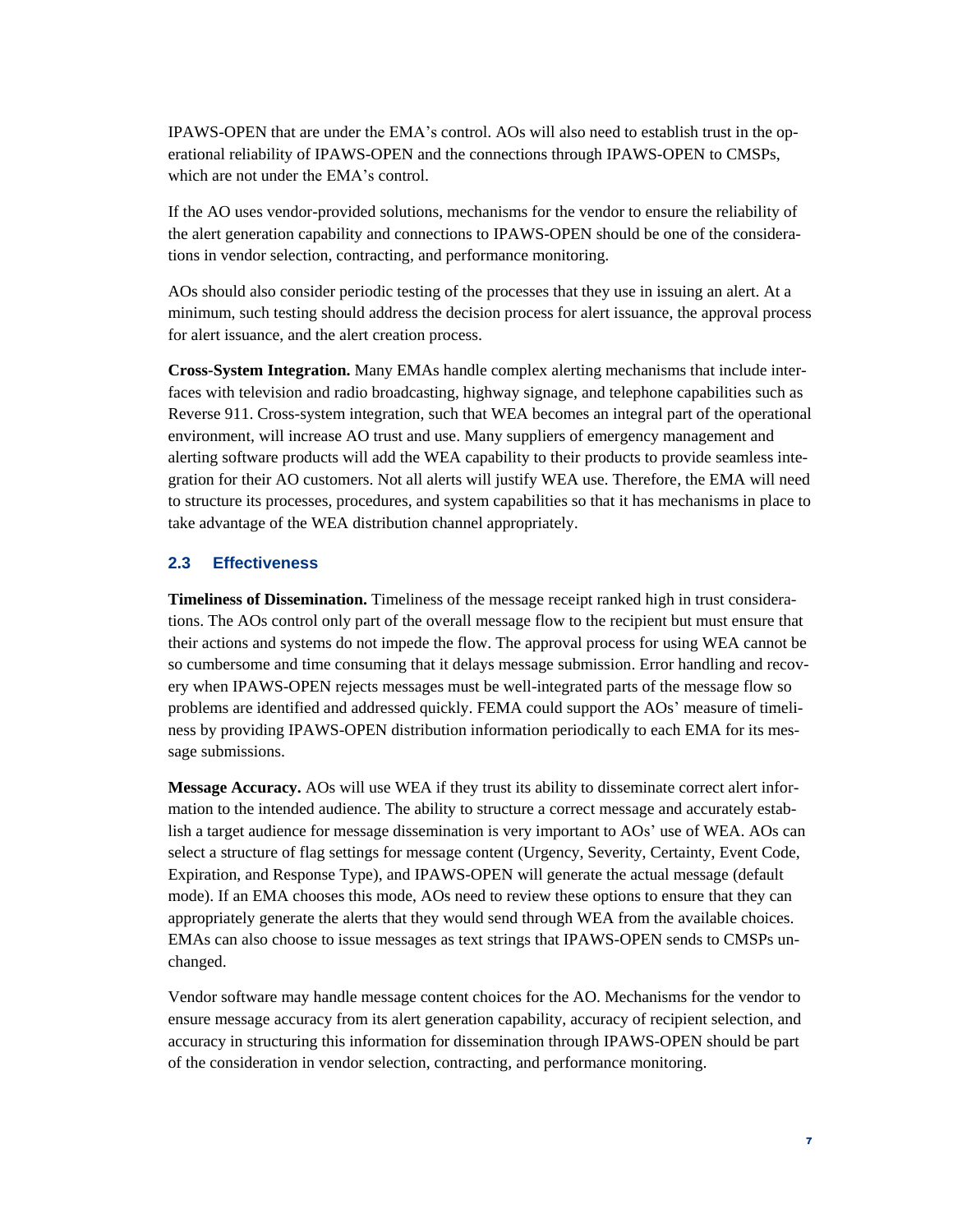IPAWS-OPEN that are under the EMA's control. AOs will also need to establish trust in the operational reliability of IPAWS-OPEN and the connections through IPAWS-OPEN to CMSPs, which are not under the EMA's control.

If the AO uses vendor-provided solutions, mechanisms for the vendor to ensure the reliability of the alert generation capability and connections to IPAWS-OPEN should be one of the considerations in vendor selection, contracting, and performance monitoring.

AOs should also consider periodic testing of the processes that they use in issuing an alert. At a minimum, such testing should address the decision process for alert issuance, the approval process for alert issuance, and the alert creation process.

**Cross-System Integration.** Many EMAs handle complex alerting mechanisms that include interfaces with television and radio broadcasting, highway signage, and telephone capabilities such as Reverse 911. Cross-system integration, such that WEA becomes an integral part of the operational environment, will increase AO trust and use. Many suppliers of emergency management and alerting software products will add the WEA capability to their products to provide seamless integration for their AO customers. Not all alerts will justify WEA use. Therefore, the EMA will need to structure its processes, procedures, and system capabilities so that it has mechanisms in place to take advantage of the WEA distribution channel appropriately.

## 2.3 Effectiveness

**Timeliness of Dissemination.** Timeliness of the message receipt ranked high in trust considerations. The AOs control only part of the overall message flow to the recipient but must ensure that their actions and systems do not impede the flow. The approval process for using WEA cannot be so cumbersome and time consuming that it delays message submission. Error handling and recovery when IPAWS-OPEN rejects messages must be well-integrated parts of the message flow so problems are identified and addressed quickly. FEMA could support the AOs' measure of timeliness by providing IPAWS-OPEN distribution information periodically to each EMA for its message submissions.

**Message Accuracy.** AOs will use WEA if they trust its ability to disseminate correct alert information to the intended audience. The ability to structure a correct message and accurately establish a target audience for message dissemination is very important to AOs' use of WEA. AOs can select a structure of flag settings for message content (Urgency, Severity, Certainty, Event Code, Expiration, and Response Type), and IPAWS-OPEN will generate the actual message (default mode). If an EMA chooses this mode, AOs need to review these options to ensure that they can appropriately generate the alerts that they would send through WEA from the available choices. EMAs can also choose to issue messages as text strings that IPAWS-OPEN sends to CMSPs unchanged.

Vendor software may handle message content choices for the AO. Mechanisms for the vendor to ensure message accuracy from its alert generation capability, accuracy of recipient selection, and accuracy in structuring this information for dissemination through IPAWS-OPEN should be part of the consideration in vendor selection, contracting, and performance monitoring.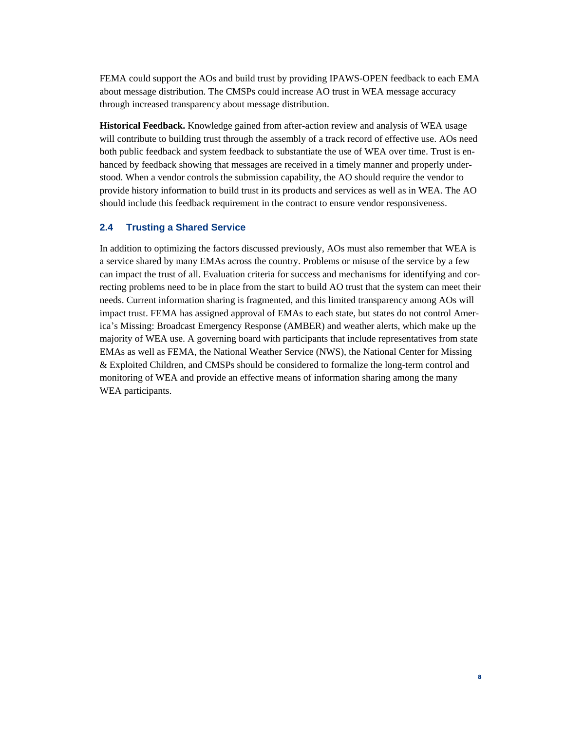FEMA could support the AOs and build trust by providing IPAWS-OPEN feedback to each EMA about message distribution. The CMSPs could increase AO trust in WEA message accuracy through increased transparency about message distribution.

**Historical Feedback.** Knowledge gained from after-action review and analysis of WEA usage will contribute to building trust through the assembly of a track record of effective use. AOs need both public feedback and system feedback to substantiate the use of WEA over time. Trust is enhanced by feedback showing that messages are received in a timely manner and properly understood. When a vendor controls the submission capability, the AO should require the vendor to provide history information to build trust in its products and services as well as in WEA. The AO should include this feedback requirement in the contract to ensure vendor responsiveness.

### 2.4 Trusting a Shared Service

In addition to optimizing the factors discussed previously, AOs must also remember that WEA is a service shared by many EMAs across the country. Problems or misuse of the service by a few can impact the trust of all. Evaluation criteria for success and mechanisms for identifying and correcting problems need to be in place from the start to build AO trust that the system can meet their needs. Current information sharing is fragmented, and this limited transparency among AOs will impact trust. FEMA has assigned approval of EMAs to each state, but states do not control America's Missing: Broadcast Emergency Response (AMBER) and weather alerts, which make up the majority of WEA use. A governing board with participants that include representatives from state EMAs as well as FEMA, the National Weather Service (NWS), the National Center for Missing & Exploited Children, and CMSPs should be considered to formalize the long-term control and monitoring of WEA and provide an effective means of information sharing among the many WEA participants.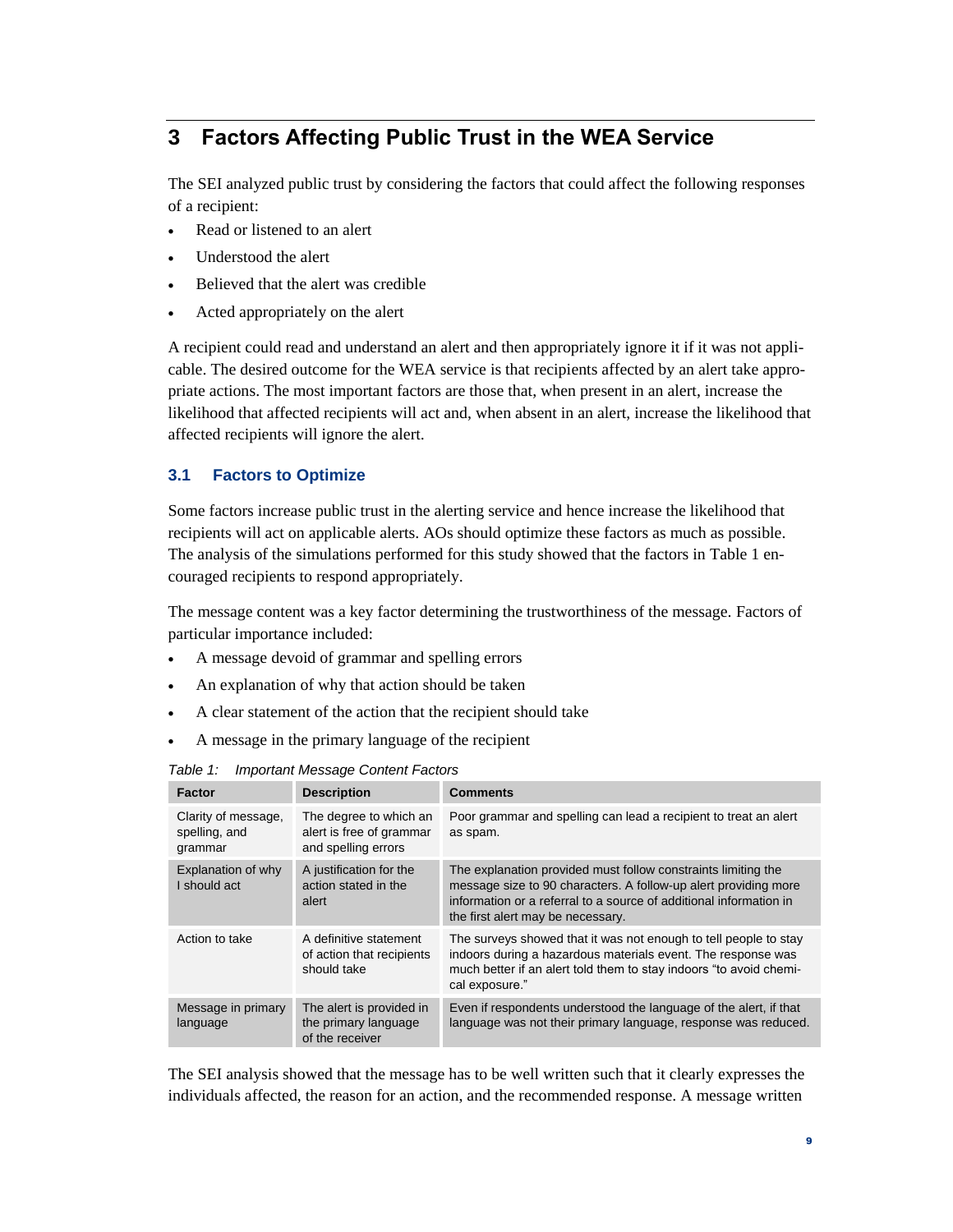# 3 Factors Affecting Public Trust in the WEA Service

The SEI analyzed public trust by considering the factors that could affect the following responses of a recipient:

- Read or listened to an alert
- Understood the alert
- Believed that the alert was credible
- Acted appropriately on the alert

A recipient could read and understand an alert and then appropriately ignore it if it was not applicable. The desired outcome for the WEA service is that recipients affected by an alert take appropriate actions. The most important factors are those that, when present in an alert, increase the likelihood that affected recipients will act and, when absent in an alert, increase the likelihood that affected recipients will ignore the alert.

## 3.1 Factors to Optimize

Some factors increase public trust in the alerting service and hence increase the likelihood that recipients will act on applicable alerts. AOs should optimize these factors as much as possible. The analysis of the simulations performed for this study showed that the factors in Table 1 encouraged recipients to respond appropriately.

The message content was a key factor determining the trustworthiness of the message. Factors of particular importance included:

- A message devoid of grammar and spelling errors
- An explanation of why that action should be taken
- A clear statement of the action that the recipient should take
- A message in the primary language of the recipient

*Table 1: Important Message Content Factors*

| Factor | Description | Comments |
|---|---|---|
| Clarity of message, spelling, and grammar | The degree to which an alert is free of grammar and spelling errors | Poor grammar and spelling can lead a recipient to treat an alert as spam. |
| Explanation of why I should act | A justification for the action stated in the alert | The explanation provided must follow constraints limiting the message size to 90 characters. A follow-up alert providing more information or a referral to a source of additional information in the first alert may be necessary. |
| Action to take | A definitive statement of action that recipients should take | The surveys showed that it was not enough to tell people to stay indoors during a hazardous materials event. The response was much better if an alert told them to stay indoors "to avoid chemical exposure." |
| Message in primary language | The alert is provided in the primary language of the receiver | Even if respondents understood the language of the alert, if that language was not their primary language, response was reduced. |

The SEI analysis showed that the message has to be well written such that it clearly expresses the individuals affected, the reason for an action, and the recommended response. A message written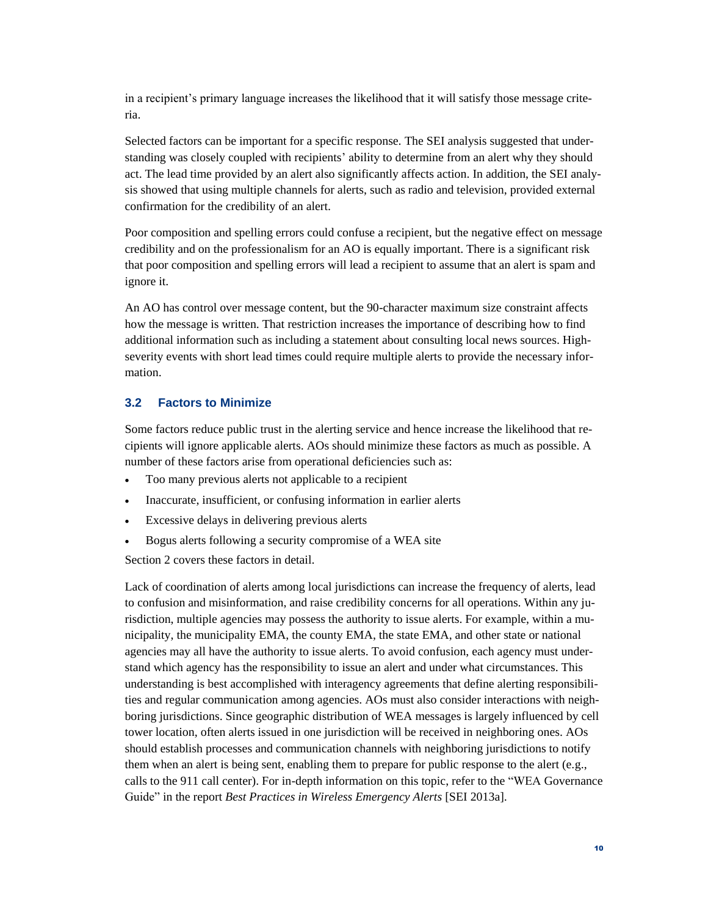in a recipient's primary language increases the likelihood that it will satisfy those message criteria.

Selected factors can be important for a specific response. The SEI analysis suggested that understanding was closely coupled with recipients' ability to determine from an alert why they should act. The lead time provided by an alert also significantly affects action. In addition, the SEI analysis showed that using multiple channels for alerts, such as radio and television, provided external confirmation for the credibility of an alert.

Poor composition and spelling errors could confuse a recipient, but the negative effect on message credibility and on the professionalism for an AO is equally important. There is a significant risk that poor composition and spelling errors will lead a recipient to assume that an alert is spam and ignore it.

An AO has control over message content, but the 90-character maximum size constraint affects how the message is written. That restriction increases the importance of describing how to find additional information such as including a statement about consulting local news sources. High-severity events with short lead times could require multiple alerts to provide the necessary information.

### 3.2 Factors to Minimize

Some factors reduce public trust in the alerting service and hence increase the likelihood that recipients will ignore applicable alerts. AOs should minimize these factors as much as possible. A number of these factors arise from operational deficiencies such as:

- Too many previous alerts not applicable to a recipient
- Inaccurate, insufficient, or confusing information in earlier alerts
- Excessive delays in delivering previous alerts
- Bogus alerts following a security compromise of a WEA site

Section 2 covers these factors in detail.

Lack of coordination of alerts among local jurisdictions can increase the frequency of alerts, lead to confusion and misinformation, and raise credibility concerns for all operations. Within any jurisdiction, multiple agencies may possess the authority to issue alerts. For example, within a municipality, the municipality EMA, the county EMA, the state EMA, and other state or national agencies may all have the authority to issue alerts. To avoid confusion, each agency must understand which agency has the responsibility to issue an alert and under what circumstances. This understanding is best accomplished with interagency agreements that define alerting responsibilities and regular communication among agencies. AOs must also consider interactions with neighboring jurisdictions. Since geographic distribution of WEA messages is largely influenced by cell tower location, often alerts issued in one jurisdiction will be received in neighboring ones. AOs should establish processes and communication channels with neighboring jurisdictions to notify them when an alert is being sent, enabling them to prepare for public response to the alert (e.g., calls to the 911 call center). For in-depth information on this topic, refer to the "WEA Governance Guide" in the report *Best Practices in Wireless Emergency Alerts* [SEI 2013a].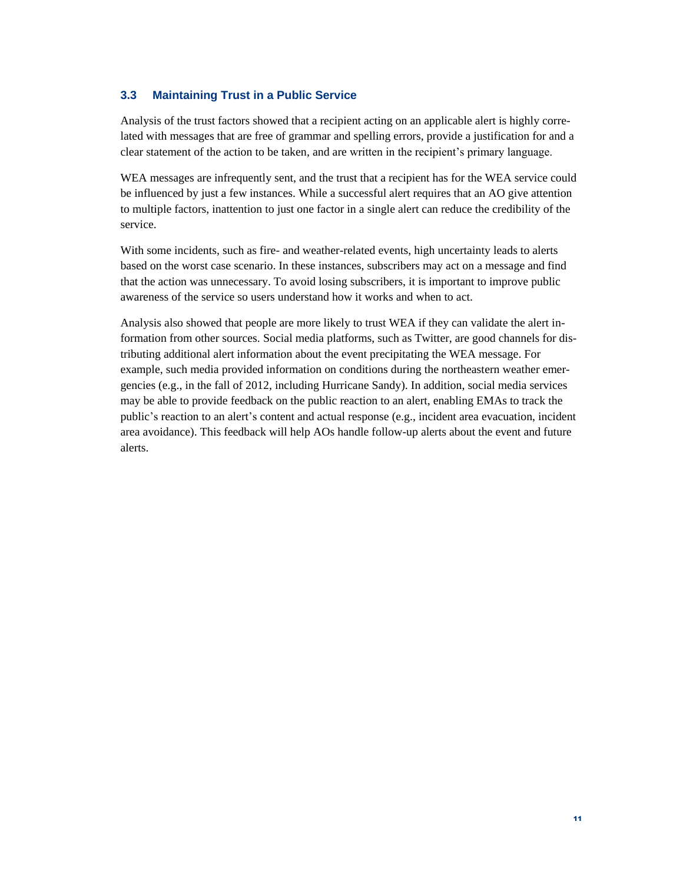### 3.3 Maintaining Trust in a Public Service

Analysis of the trust factors showed that a recipient acting on an applicable alert is highly correlated with messages that are free of grammar and spelling errors, provide a justification for and a clear statement of the action to be taken, and are written in the recipient's primary language.

WEA messages are infrequently sent, and the trust that a recipient has for the WEA service could be influenced by just a few instances. While a successful alert requires that an AO give attention to multiple factors, inattention to just one factor in a single alert can reduce the credibility of the service.

With some incidents, such as fire- and weather-related events, high uncertainty leads to alerts based on the worst case scenario. In these instances, subscribers may act on a message and find that the action was unnecessary. To avoid losing subscribers, it is important to improve public awareness of the service so users understand how it works and when to act.

Analysis also showed that people are more likely to trust WEA if they can validate the alert information from other sources. Social media platforms, such as Twitter, are good channels for distributing additional alert information about the event precipitating the WEA message. For example, such media provided information on conditions during the northeastern weather emergencies (e.g., in the fall of 2012, including Hurricane Sandy). In addition, social media services may be able to provide feedback on the public reaction to an alert, enabling EMAs to track the public's reaction to an alert's content and actual response (e.g., incident area evacuation, incident area avoidance). This feedback will help AOs handle follow-up alerts about the event and future alerts.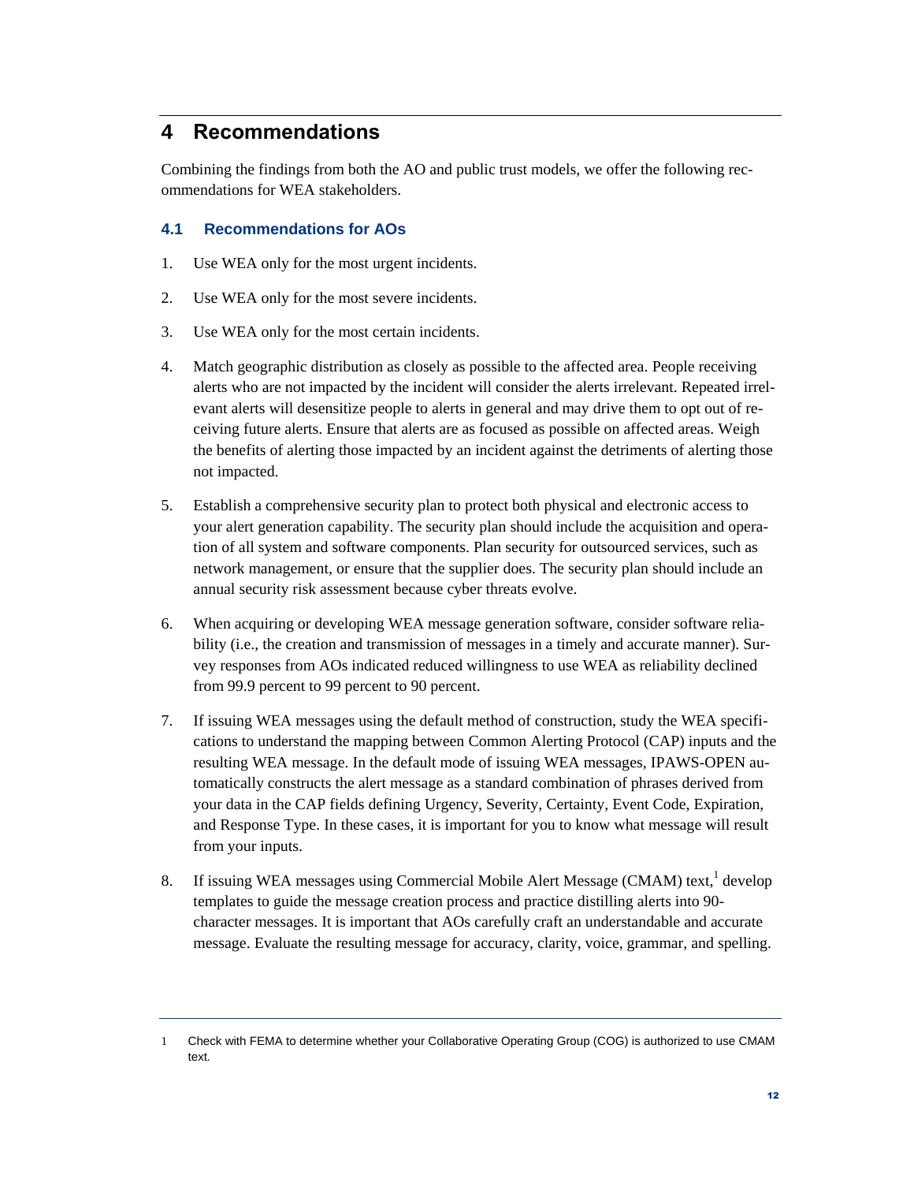# 4 Recommendations

Combining the findings from both the AO and public trust models, we offer the following recommendations for WEA stakeholders.

## 4.1 Recommendations for AOs

1. Use WEA only for the most urgent incidents.
2. Use WEA only for the most severe incidents.
3. Use WEA only for the most certain incidents.
4. Match geographic distribution as closely as possible to the affected area. People receiving alerts who are not impacted by the incident will consider the alerts irrelevant. Repeated irrelevant alerts will desensitize people to alerts in general and may drive them to opt out of receiving future alerts. Ensure that alerts are as focused as possible on affected areas. Weigh the benefits of alerting those impacted by an incident against the detriments of alerting those not impacted.
5. Establish a comprehensive security plan to protect both physical and electronic access to your alert generation capability. The security plan should include the acquisition and operation of all system and software components. Plan security for outsourced services, such as network management, or ensure that the supplier does. The security plan should include an annual security risk assessment because cyber threats evolve.
6. When acquiring or developing WEA message generation software, consider software reliability (i.e., the creation and transmission of messages in a timely and accurate manner). Survey responses from AOs indicated reduced willingness to use WEA as reliability declined from 99.9 percent to 99 percent to 90 percent.
7. If issuing WEA messages using the default method of construction, study the WEA specifications to understand the mapping between Common Alerting Protocol (CAP) inputs and the resulting WEA message. In the default mode of issuing WEA messages, IPAWS-OPEN automatically constructs the alert message as a standard combination of phrases derived from your data in the CAP fields defining Urgency, Severity, Certainty, Event Code, Expiration, and Response Type. In these cases, it is important for you to know what message will result from your inputs.
8. If issuing WEA messages using Commercial Mobile Alert Message (CMAM) text,[1] develop templates to guide the message creation process and practice distilling alerts into 90-character messages. It is important that AOs carefully craft an understandable and accurate message. Evaluate the resulting message for accuracy, clarity, voice, grammar, and spelling.

---

1 Check with FEMA to determine whether your Collaborative Operating Group (COG) is authorized to use CMAM text.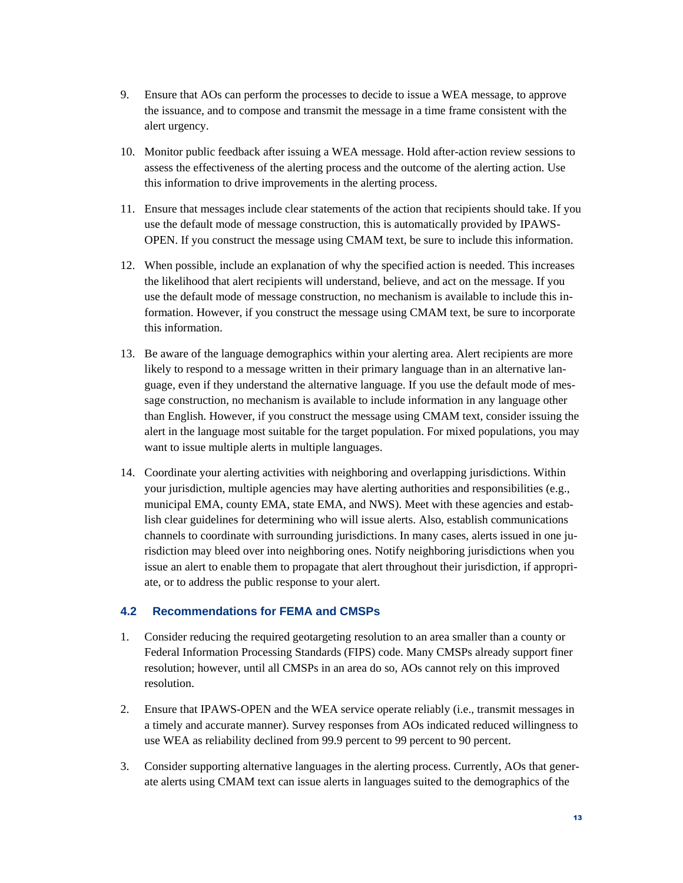9. Ensure that AOs can perform the processes to decide to issue a WEA message, to approve the issuance, and to compose and transmit the message in a time frame consistent with the alert urgency.

10. Monitor public feedback after issuing a WEA message. Hold after-action review sessions to assess the effectiveness of the alerting process and the outcome of the alerting action. Use this information to drive improvements in the alerting process.

11. Ensure that messages include clear statements of the action that recipients should take. If you use the default mode of message construction, this is automatically provided by IPAWS-OPEN. If you construct the message using CMAM text, be sure to include this information.

12. When possible, include an explanation of why the specified action is needed. This increases the likelihood that alert recipients will understand, believe, and act on the message. If you use the default mode of message construction, no mechanism is available to include this information. However, if you construct the message using CMAM text, be sure to incorporate this information.

13. Be aware of the language demographics within your alerting area. Alert recipients are more likely to respond to a message written in their primary language than in an alternative language, even if they understand the alternative language. If you use the default mode of message construction, no mechanism is available to include information in any language other than English. However, if you construct the message using CMAM text, consider issuing the alert in the language most suitable for the target population. For mixed populations, you may want to issue multiple alerts in multiple languages.

14. Coordinate your alerting activities with neighboring and overlapping jurisdictions. Within your jurisdiction, multiple agencies may have alerting authorities and responsibilities (e.g., municipal EMA, county EMA, state EMA, and NWS). Meet with these agencies and establish clear guidelines for determining who will issue alerts. Also, establish communications channels to coordinate with surrounding jurisdictions. In many cases, alerts issued in one jurisdiction may bleed over into neighboring ones. Notify neighboring jurisdictions when you issue an alert to enable them to propagate that alert throughout their jurisdiction, if appropriate, or to address the public response to your alert.

## 4.2 Recommendations for FEMA and CMSPs

1. Consider reducing the required geotargeting resolution to an area smaller than a county or Federal Information Processing Standards (FIPS) code. Many CMSPs already support finer resolution; however, until all CMSPs in an area do so, AOs cannot rely on this improved resolution.

2. Ensure that IPAWS-OPEN and the WEA service operate reliably (i.e., transmit messages in a timely and accurate manner). Survey responses from AOs indicated reduced willingness to use WEA as reliability declined from 99.9 percent to 99 percent to 90 percent.

3. Consider supporting alternative languages in the alerting process. Currently, AOs that generate alerts using CMAM text can issue alerts in languages suited to the demographics of the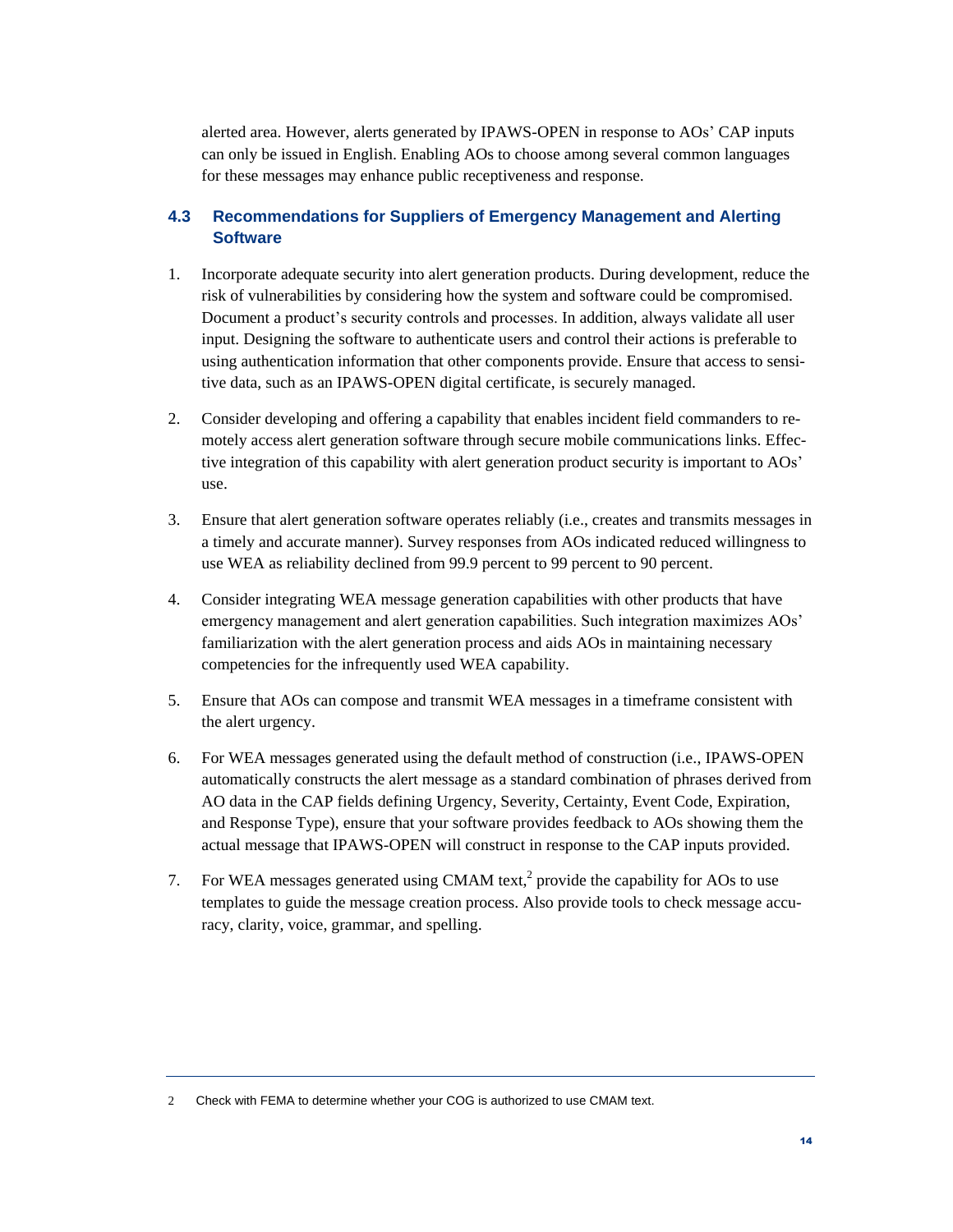alerted area. However, alerts generated by IPAWS-OPEN in response to AOs' CAP inputs can only be issued in English. Enabling AOs to choose among several common languages for these messages may enhance public receptiveness and response.

### 4.3 Recommendations for Suppliers of Emergency Management and Alerting Software

1. Incorporate adequate security into alert generation products. During development, reduce the risk of vulnerabilities by considering how the system and software could be compromised. Document a product's security controls and processes. In addition, always validate all user input. Designing the software to authenticate users and control their actions is preferable to using authentication information that other components provide. Ensure that access to sensitive data, such as an IPAWS-OPEN digital certificate, is securely managed.

2. Consider developing and offering a capability that enables incident field commanders to remotely access alert generation software through secure mobile communications links. Effective integration of this capability with alert generation product security is important to AOs' use.

3. Ensure that alert generation software operates reliably (i.e., creates and transmits messages in a timely and accurate manner). Survey responses from AOs indicated reduced willingness to use WEA as reliability declined from 99.9 percent to 99 percent to 90 percent.

4. Consider integrating WEA message generation capabilities with other products that have emergency management and alert generation capabilities. Such integration maximizes AOs' familiarization with the alert generation process and aids AOs in maintaining necessary competencies for the infrequently used WEA capability.

5. Ensure that AOs can compose and transmit WEA messages in a timeframe consistent with the alert urgency.

6. For WEA messages generated using the default method of construction (i.e., IPAWS-OPEN automatically constructs the alert message as a standard combination of phrases derived from AO data in the CAP fields defining Urgency, Severity, Certainty, Event Code, Expiration, and Response Type), ensure that your software provides feedback to AOs showing them the actual message that IPAWS-OPEN will construct in response to the CAP inputs provided.

7. For WEA messages generated using CMAM text,[2] provide the capability for AOs to use templates to guide the message creation process. Also provide tools to check message accuracy, clarity, voice, grammar, and spelling.

---

2 Check with FEMA to determine whether your COG is authorized to use CMAM text.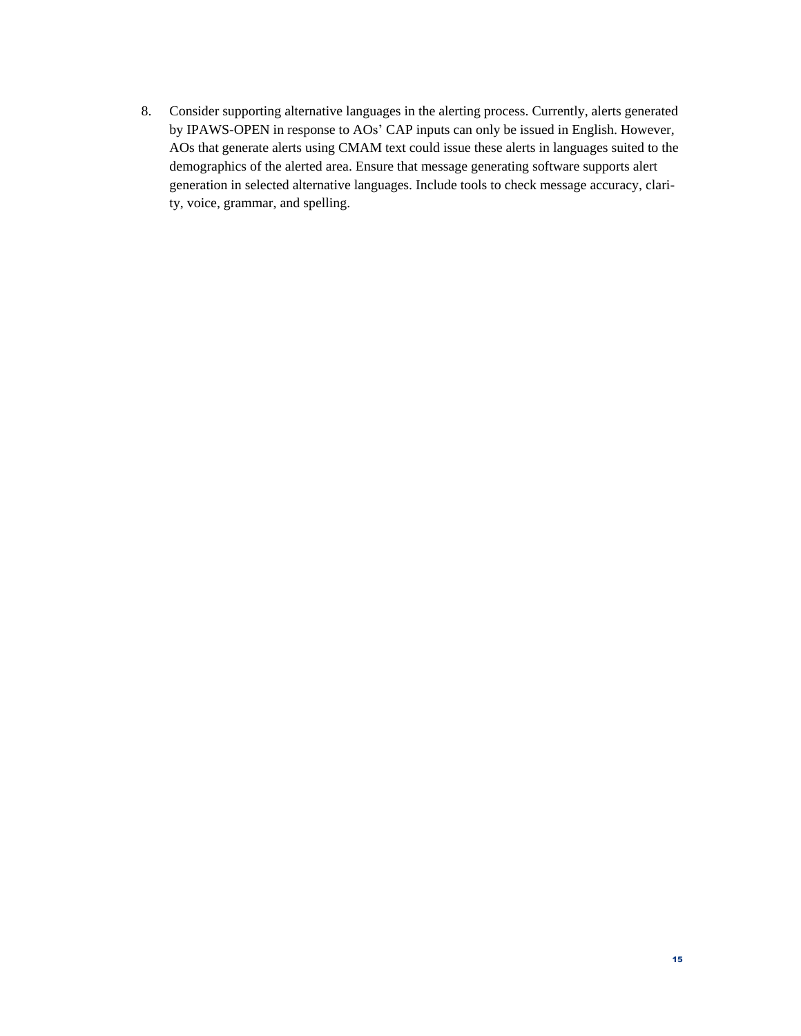8. Consider supporting alternative languages in the alerting process. Currently, alerts generated by IPAWS-OPEN in response to AOs' CAP inputs can only be issued in English. However, AOs that generate alerts using CMAM text could issue these alerts in languages suited to the demographics of the alerted area. Ensure that message generating software supports alert generation in selected alternative languages. Include tools to check message accuracy, clarity, voice, grammar, and spelling.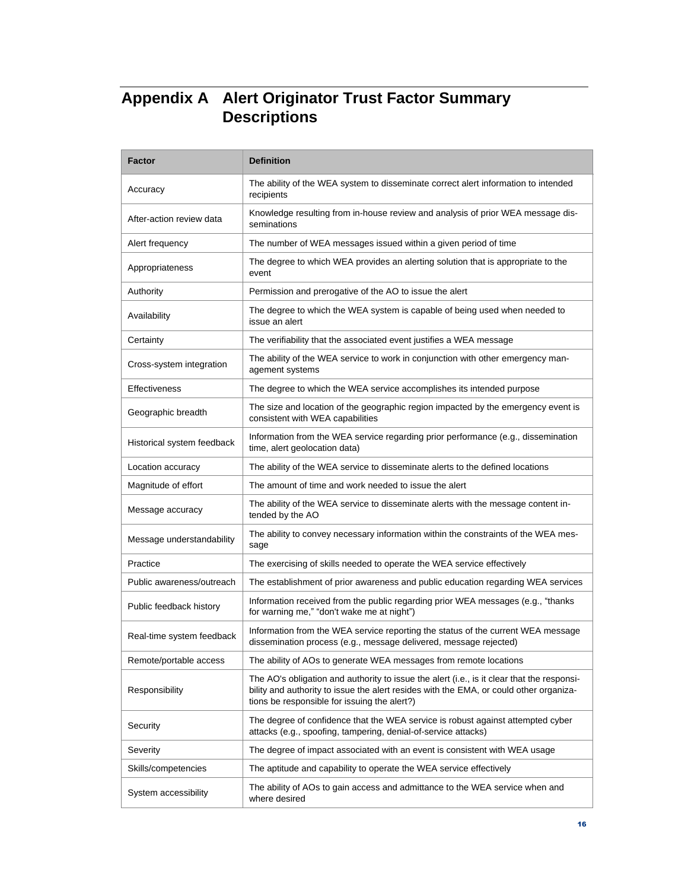# Appendix A Alert Originator Trust Factor Summary Descriptions

| Factor | Definition |
| --- | --- |
| Accuracy | The ability of the WEA system to disseminate correct alert information to intended recipients |
| After-action review data | Knowledge resulting from in-house review and analysis of prior WEA message disseminations |
| Alert frequency | The number of WEA messages issued within a given period of time |
| Appropriateness | The degree to which WEA provides an alerting solution that is appropriate to the event |
| Authority | Permission and prerogative of the AO to issue the alert |
| Availability | The degree to which the WEA system is capable of being used when needed to issue an alert |
| Certainty | The verifiability that the associated event justifies a WEA message |
| Cross-system integration | The ability of the WEA service to work in conjunction with other emergency management systems |
| Effectiveness | The degree to which the WEA service accomplishes its intended purpose |
| Geographic breadth | The size and location of the geographic region impacted by the emergency event is consistent with WEA capabilities |
| Historical system feedback | Information from the WEA service regarding prior performance (e.g., dissemination time, alert geolocation data) |
| Location accuracy | The ability of the WEA service to disseminate alerts to the defined locations |
| Magnitude of effort | The amount of time and work needed to issue the alert |
| Message accuracy | The ability of the WEA service to disseminate alerts with the message content intended by the AO |
| Message understandability | The ability to convey necessary information within the constraints of the WEA message |
| Practice | The exercising of skills needed to operate the WEA service effectively |
| Public awareness/outreach | The establishment of prior awareness and public education regarding WEA services |
| Public feedback history | Information received from the public regarding prior WEA messages (e.g., "thanks for warning me," "don't wake me at night") |
| Real-time system feedback | Information from the WEA service reporting the status of the current WEA message dissemination process (e.g., message delivered, message rejected) |
| Remote/portable access | The ability of AOs to generate WEA messages from remote locations |
| Responsibility | The AO's obligation and authority to issue the alert (i.e., is it clear that the responsibility and authority to issue the alert resides with the EMA, or could other organizations be responsible for issuing the alert?) |
| Security | The degree of confidence that the WEA service is robust against attempted cyber attacks (e.g., spoofing, tampering, denial-of-service attacks) |
| Severity | The degree of impact associated with an event is consistent with WEA usage |
| Skills/competencies | The aptitude and capability to operate the WEA service effectively |
| System accessibility | The ability of AOs to gain access and admittance to the WEA service when and where desired |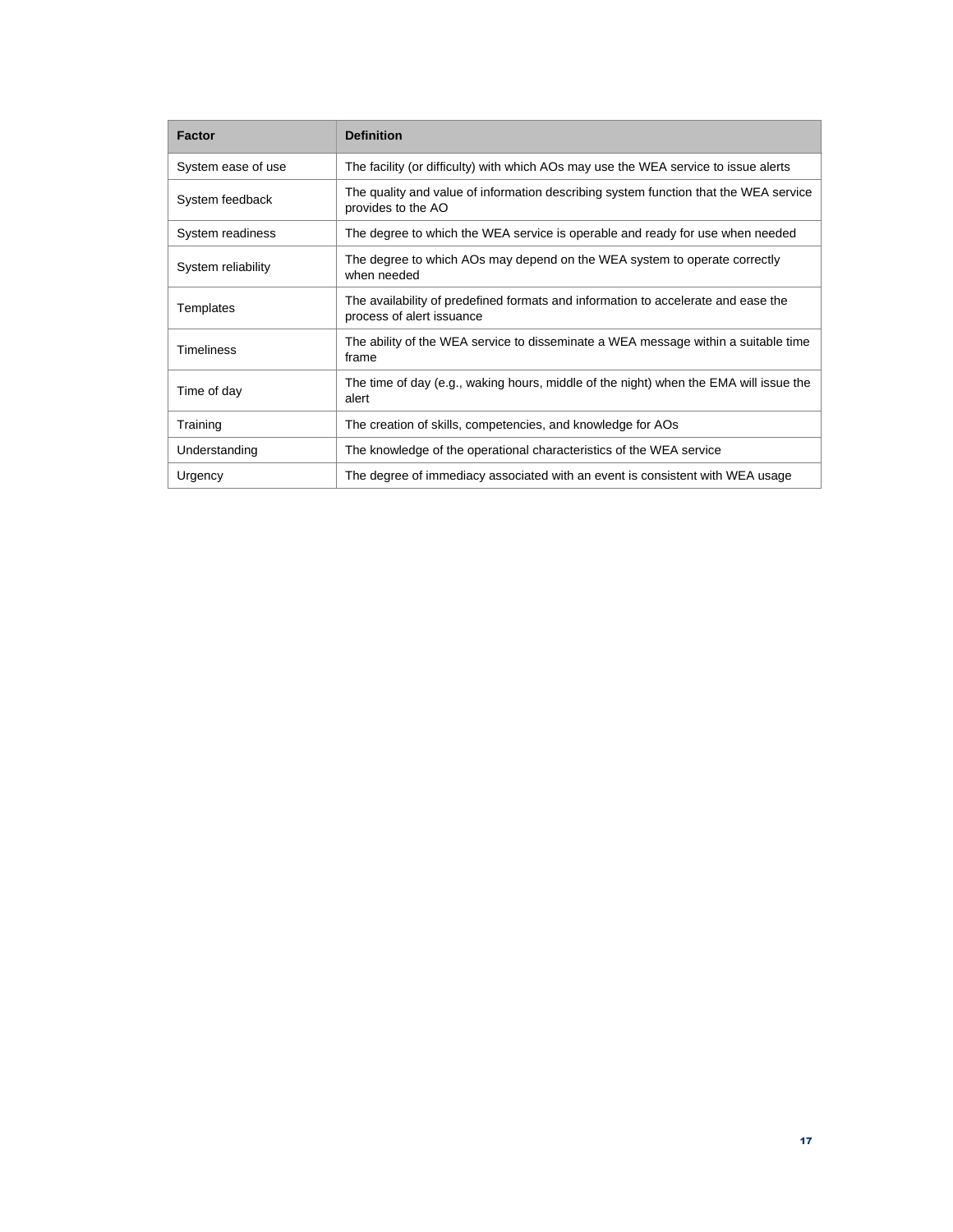| Factor | Definition |
| --- | --- |
| System ease of use | The facility (or difficulty) with which AOs may use the WEA service to issue alerts |
| System feedback | The quality and value of information describing system function that the WEA service provides to the AO |
| System readiness | The degree to which the WEA service is operable and ready for use when needed |
| System reliability | The degree to which AOs may depend on the WEA system to operate correctly when needed |
| Templates | The availability of predefined formats and information to accelerate and ease the process of alert issuance |
| Timeliness | The ability of the WEA service to disseminate a WEA message within a suitable time frame |
| Time of day | The time of day (e.g., waking hours, middle of the night) when the EMA will issue the alert |
| Training | The creation of skills, competencies, and knowledge for AOs |
| Understanding | The knowledge of the operational characteristics of the WEA service |
| Urgency | The degree of immediacy associated with an event is consistent with WEA usage |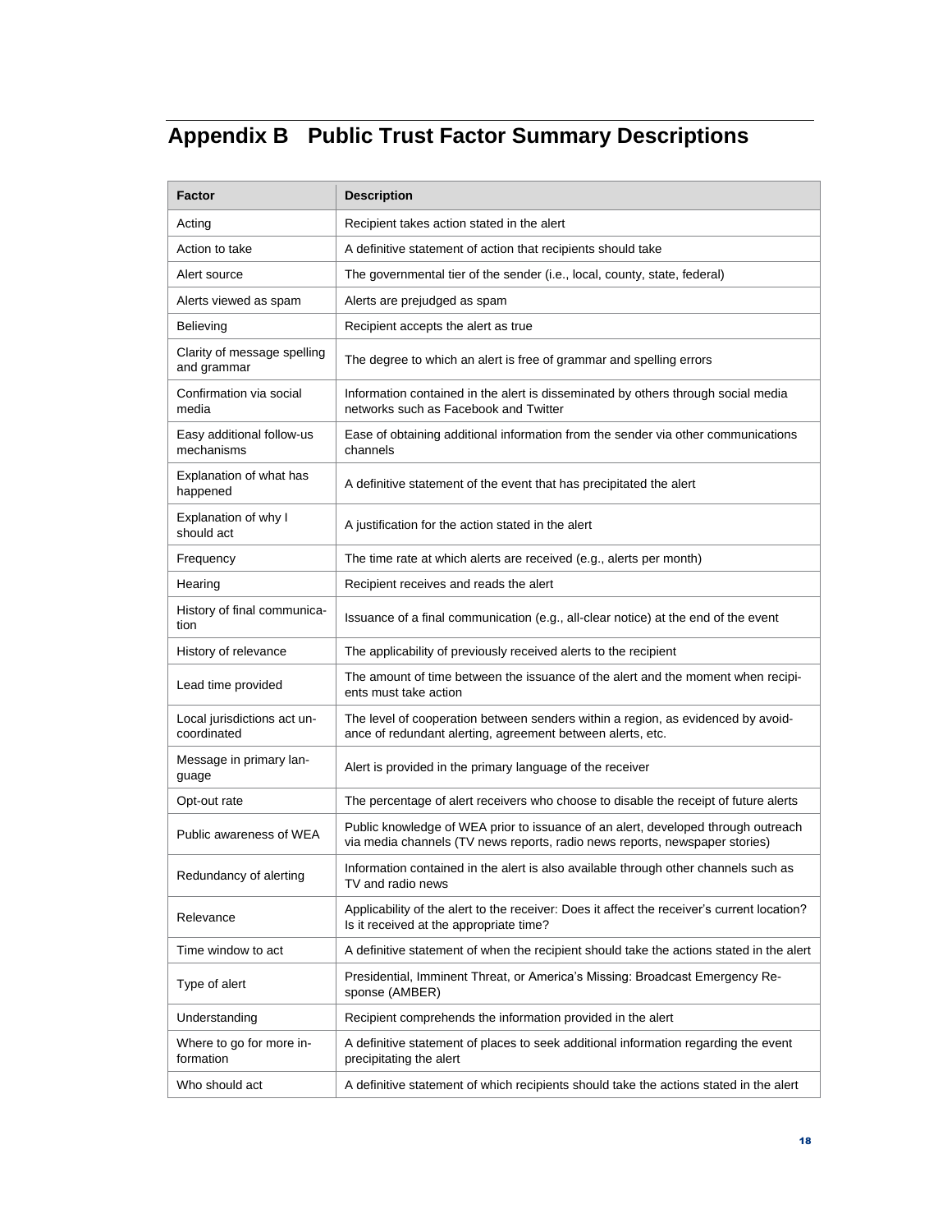# Appendix B Public Trust Factor Summary Descriptions

| Factor | Description |
|---|---|
| Acting | Recipient takes action stated in the alert |
| Action to take | A definitive statement of action that recipients should take |
| Alert source | The governmental tier of the sender (i.e., local, county, state, federal) |
| Alerts viewed as spam | Alerts are prejudged as spam |
| Believing | Recipient accepts the alert as true |
| Clarity of message spelling and grammar | The degree to which an alert is free of grammar and spelling errors |
| Confirmation via social media | Information contained in the alert is disseminated by others through social media networks such as Facebook and Twitter |
| Easy additional follow-us mechanisms | Ease of obtaining additional information from the sender via other communications channels |
| Explanation of what has happened | A definitive statement of the event that has precipitated the alert |
| Explanation of why I should act | A justification for the action stated in the alert |
| Frequency | The time rate at which alerts are received (e.g., alerts per month) |
| Hearing | Recipient receives and reads the alert |
| History of final communication | Issuance of a final communication (e.g., all-clear notice) at the end of the event |
| History of relevance | The applicability of previously received alerts to the recipient |
| Lead time provided | The amount of time between the issuance of the alert and the moment when recipients must take action |
| Local jurisdictions act uncoordinated | The level of cooperation between senders within a region, as evidenced by avoidance of redundant alerting, agreement between alerts, etc. |
| Message in primary language | Alert is provided in the primary language of the receiver |
| Opt-out rate | The percentage of alert receivers who choose to disable the receipt of future alerts |
| Public awareness of WEA | Public knowledge of WEA prior to issuance of an alert, developed through outreach via media channels (TV news reports, radio news reports, newspaper stories) |
| Redundancy of alerting | Information contained in the alert is also available through other channels such as TV and radio news |
| Relevance | Applicability of the alert to the receiver: Does it affect the receiver's current location? Is it received at the appropriate time? |
| Time window to act | A definitive statement of when the recipient should take the actions stated in the alert |
| Type of alert | Presidential, Imminent Threat, or America's Missing: Broadcast Emergency Response (AMBER) |
| Understanding | Recipient comprehends the information provided in the alert |
| Where to go for more information | A definitive statement of places to seek additional information regarding the event precipitating the alert |
| Who should act | A definitive statement of which recipients should take the actions stated in the alert |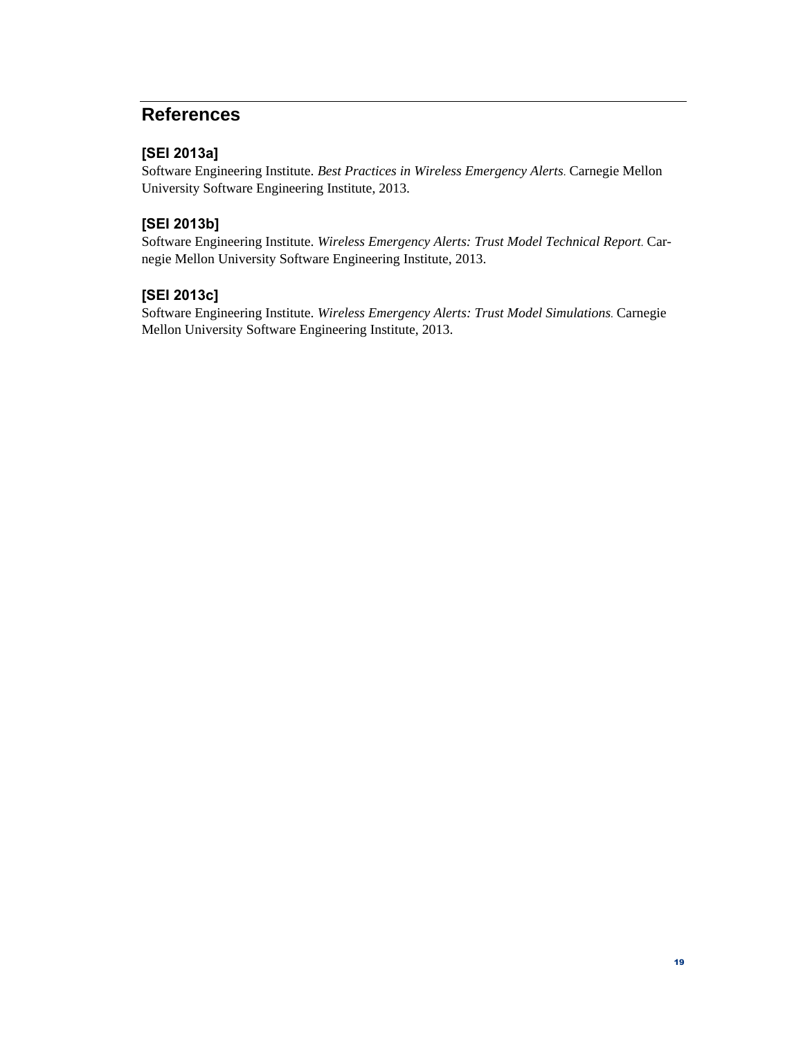# References

### [SEI 2013a]

Software Engineering Institute. *Best Practices in Wireless Emergency Alerts*. Carnegie Mellon University Software Engineering Institute, 2013.

### [SEI 2013b]

Software Engineering Institute. *Wireless Emergency Alerts: Trust Model Technical Report*. Carnegie Mellon University Software Engineering Institute, 2013.

### [SEI 2013c]

Software Engineering Institute. *Wireless Emergency Alerts: Trust Model Simulations*. Carnegie Mellon University Software Engineering Institute, 2013.